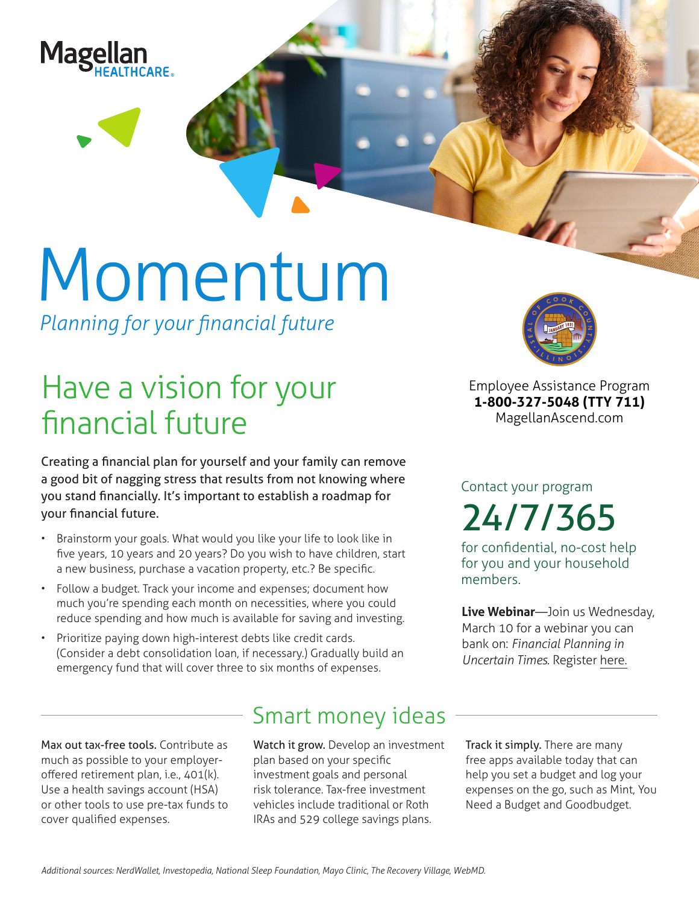Magellan HEALTHCARE

# Momentum

*Planning for your financial future*

Employee Assistance Program
**1-800-327-5048 (TTY 711)**
MagellanAscend.com

## Have a vision for your financial future

Creating a financial plan for yourself and your family can remove a good bit of nagging stress that results from not knowing where you stand financially. It's important to establish a roadmap for your financial future.

- Brainstorm your goals. What would you like your life to look like in five years, 10 years and 20 years? Do you wish to have children, start a new business, purchase a vacation property, etc.? Be specific.
- Follow a budget. Track your income and expenses; document how much you're spending each month on necessities, where you could reduce spending and how much is available for saving and investing.
- Prioritize paying down high-interest debts like credit cards. (Consider a debt consolidation loan, if necessary.) Gradually build an emergency fund that will cover three to six months of expenses.

Contact your program

## 24/7/365

for confidential, no-cost help for you and your household members.

**Live Webinar**—Join us Wednesday, March 10 for a webinar you can bank on: *Financial Planning in Uncertain Times*. Register here.

## Smart money ideas

**Max out tax-free tools.** Contribute as much as possible to your employer-offered retirement plan, i.e., 401(k). Use a health savings account (HSA) or other tools to use pre-tax funds to cover qualified expenses.

**Watch it grow.** Develop an investment plan based on your specific investment goals and personal risk tolerance. Tax-free investment vehicles include traditional or Roth IRAs and 529 college savings plans.

**Track it simply.** There are many free apps available today that can help you set a budget and log your expenses on the go, such as Mint, You Need a Budget and Goodbudget.

*Additional sources: NerdWallet, Investopedia, National Sleep Foundation, Mayo Clinic, The Recovery Village, WebMD.*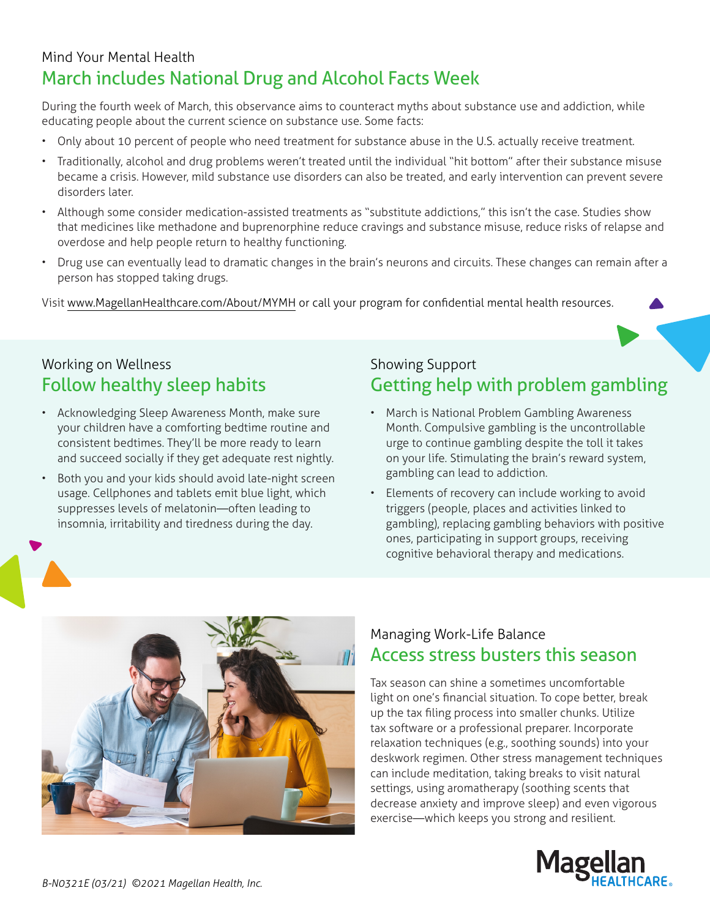Mind Your Mental Health

## March includes National Drug and Alcohol Facts Week

During the fourth week of March, this observance aims to counteract myths about substance use and addiction, while educating people about the current science on substance use. Some facts:

- Only about 10 percent of people who need treatment for substance abuse in the U.S. actually receive treatment.
- Traditionally, alcohol and drug problems weren't treated until the individual "hit bottom" after their substance misuse became a crisis. However, mild substance use disorders can also be treated, and early intervention can prevent severe disorders later.
- Although some consider medication-assisted treatments as "substitute addictions," this isn't the case. Studies show that medicines like methadone and buprenorphine reduce cravings and substance misuse, reduce risks of relapse and overdose and help people return to healthy functioning.
- Drug use can eventually lead to dramatic changes in the brain's neurons and circuits. These changes can remain after a person has stopped taking drugs.

Visit www.MagellanHealthcare.com/About/MYMH or call your program for confidential mental health resources.

Working on Wellness

## Follow healthy sleep habits

- Acknowledging Sleep Awareness Month, make sure your children have a comforting bedtime routine and consistent bedtimes. They'll be more ready to learn and succeed socially if they get adequate rest nightly.
- Both you and your kids should avoid late-night screen usage. Cellphones and tablets emit blue light, which suppresses levels of melatonin—often leading to insomnia, irritability and tiredness during the day.

Showing Support

## Getting help with problem gambling

- March is National Problem Gambling Awareness Month. Compulsive gambling is the uncontrollable urge to continue gambling despite the toll it takes on your life. Stimulating the brain's reward system, gambling can lead to addiction.
- Elements of recovery can include working to avoid triggers (people, places and activities linked to gambling), replacing gambling behaviors with positive ones, participating in support groups, receiving cognitive behavioral therapy and medications.

Managing Work-Life Balance

## Access stress busters this season

Tax season can shine a sometimes uncomfortable light on one's financial situation. To cope better, break up the tax filing process into smaller chunks. Utilize tax software or a professional preparer. Incorporate relaxation techniques (e.g., soothing sounds) into your deskwork regimen. Other stress management techniques can include meditation, taking breaks to visit natural settings, using aromatherapy (soothing scents that decrease anxiety and improve sleep) and even vigorous exercise—which keeps you strong and resilient.

*B-N0321E (03/21) ©2021 Magellan Health, Inc.*

Magellan HEALTHCARE